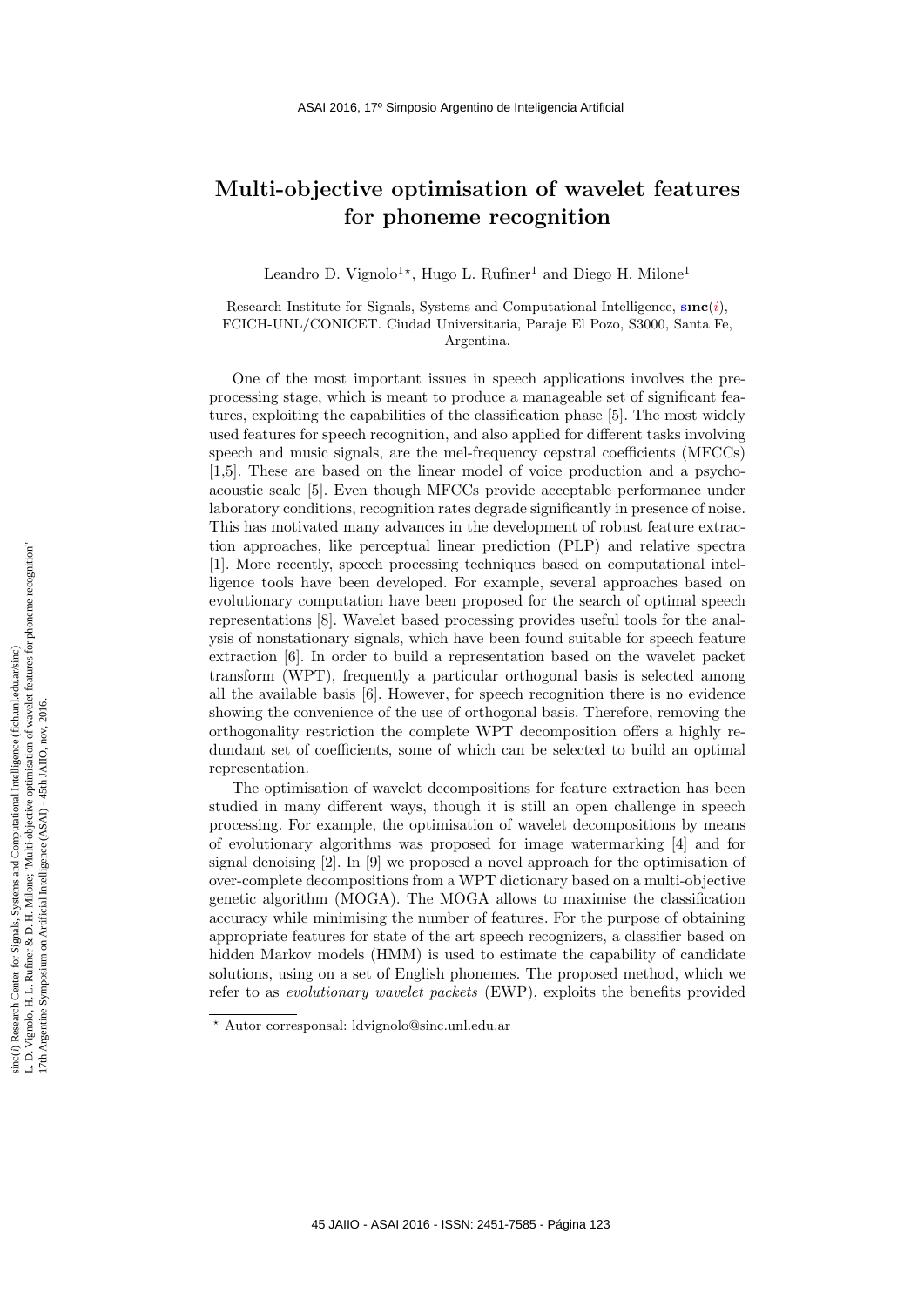# Multi-objective optimisation of wavelet features for phoneme recognition

Leandro D. Vignolo[1*], Hugo L. Rufiner[1] and Diego H. Milone[1]

Research Institute for Signals, Systems and Computational Intelligence, **sinc**(*i*), FCICH-UNL/CONICET. Ciudad Universitaria, Paraje El Pozo, S3000, Santa Fe, Argentina.

One of the most important issues in speech applications involves the preprocessing stage, which is meant to produce a manageable set of significant features, exploiting the capabilities of the classification phase [5]. The most widely used features for speech recognition, and also applied for different tasks involving speech and music signals, are the mel-frequency cepstral coefficients (MFCCs) [1,5]. These are based on the linear model of voice production and a psychoacoustic scale [5]. Even though MFCCs provide acceptable performance under laboratory conditions, recognition rates degrade significantly in presence of noise. This has motivated many advances in the development of robust feature extraction approaches, like perceptual linear prediction (PLP) and relative spectra [1]. More recently, speech processing techniques based on computational intelligence tools have been developed. For example, several approaches based on evolutionary computation have been proposed for the search of optimal speech representations [8]. Wavelet based processing provides useful tools for the analysis of nonstationary signals, which have been found suitable for speech feature extraction [6]. In order to build a representation based on the wavelet packet transform (WPT), frequently a particular orthogonal basis is selected among all the available basis [6]. However, for speech recognition there is no evidence showing the convenience of the use of orthogonal basis. Therefore, removing the orthogonality restriction the complete WPT decomposition offers a highly redundant set of coefficients, some of which can be selected to build an optimal representation.

The optimisation of wavelet decompositions for feature extraction has been studied in many different ways, though it is still an open challenge in speech processing. For example, the optimisation of wavelet decompositions by means of evolutionary algorithms was proposed for image watermarking [4] and for signal denoising [2]. In [9] we proposed a novel approach for the optimisation of over-complete decompositions from a WPT dictionary based on a multi-objective genetic algorithm (MOGA). The MOGA allows to maximise the classification accuracy while minimising the number of features. For the purpose of obtaining appropriate features for state of the art speech recognizers, a classifier based on hidden Markov models (HMM) is used to estimate the capability of candidate solutions, using on a set of English phonemes. The proposed method, which we refer to as *evolutionary wavelet packets* (EWP), exploits the benefits provided

[*] Autor corresponsal: ldvignolo@sinc.unl.edu.ar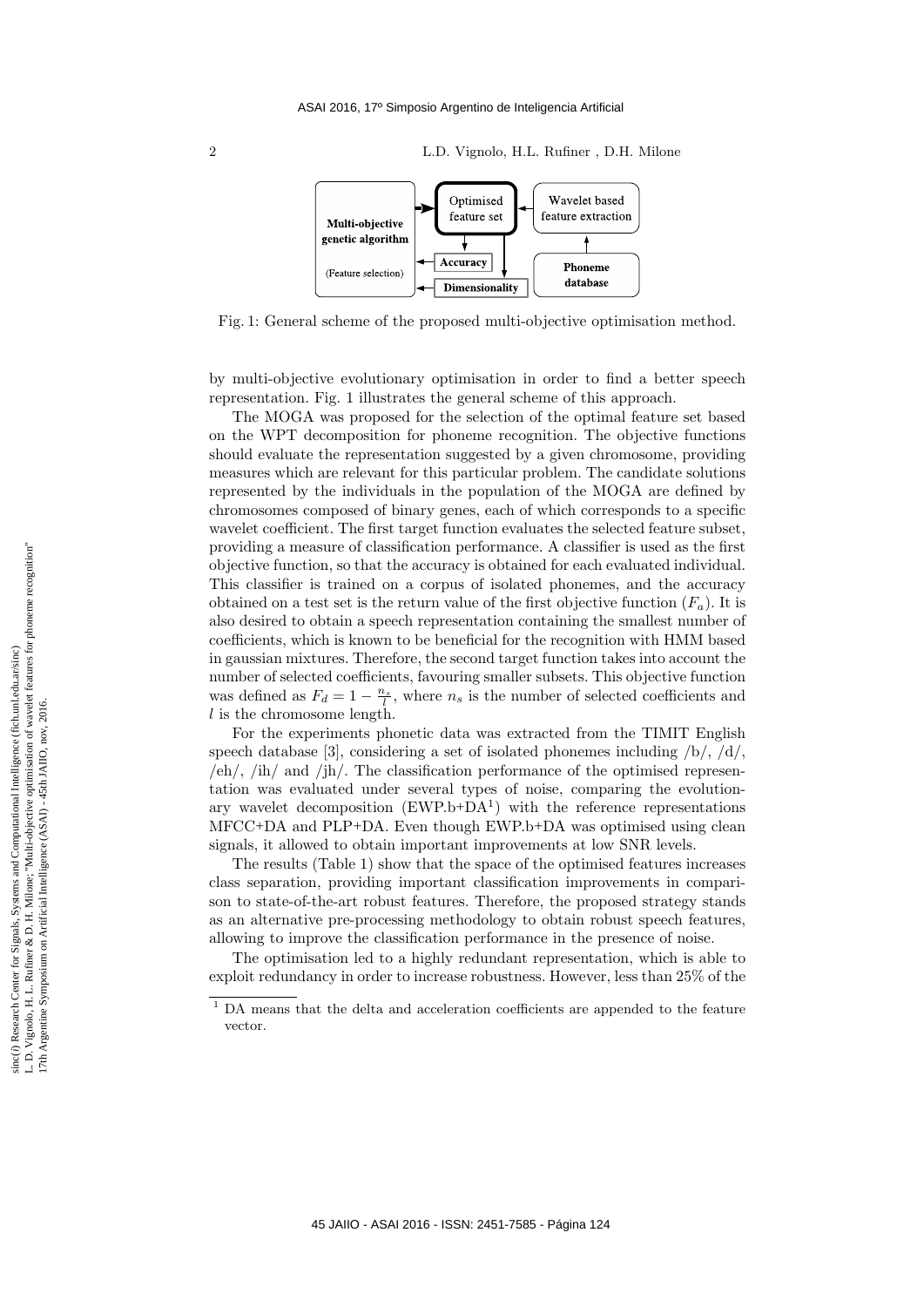Fig. 1: General scheme of the proposed multi-objective optimisation method.

by multi-objective evolutionary optimisation in order to find a better speech representation. Fig. 1 illustrates the general scheme of this approach.

The MOGA was proposed for the selection of the optimal feature set based on the WPT decomposition for phoneme recognition. The objective functions should evaluate the representation suggested by a given chromosome, providing measures which are relevant for this particular problem. The candidate solutions represented by the individuals in the population of the MOGA are defined by chromosomes composed of binary genes, each of which corresponds to a specific wavelet coefficient. The first target function evaluates the selected feature subset, providing a measure of classification performance. A classifier is used as the first objective function, so that the accuracy is obtained for each evaluated individual. This classifier is trained on a corpus of isolated phonemes, and the accuracy obtained on a test set is the return value of the first objective function ($F_a$). It is also desired to obtain a speech representation containing the smallest number of coefficients, which is known to be beneficial for the recognition with HMM based in gaussian mixtures. Therefore, the second target function takes into account the number of selected coefficients, favouring smaller subsets. This objective function was defined as $F_d = 1 - \frac{n_s}{l}$, where $n_s$ is the number of selected coefficients and $l$ is the chromosome length.

For the experiments phonetic data was extracted from the TIMIT English speech database [3], considering a set of isolated phonemes including /b/, /d/, /eh/, /ih/ and /jh/. The classification performance of the optimised representation was evaluated under several types of noise, comparing the evolutionary wavelet decomposition (EWP.b+DA[1]) with the reference representations MFCC+DA and PLP+DA. Even though EWP.b+DA was optimised using clean signals, it allowed to obtain important improvements at low SNR levels.

The results (Table 1) show that the space of the optimised features increases class separation, providing important classification improvements in comparison to state-of-the-art robust features. Therefore, the proposed strategy stands as an alternative pre-processing methodology to obtain robust speech features, allowing to improve the classification performance in the presence of noise.

The optimisation led to a highly redundant representation, which is able to exploit redundancy in order to increase robustness. However, less than 25% of the

[1] DA means that the delta and acceleration coefficients are appended to the feature vector.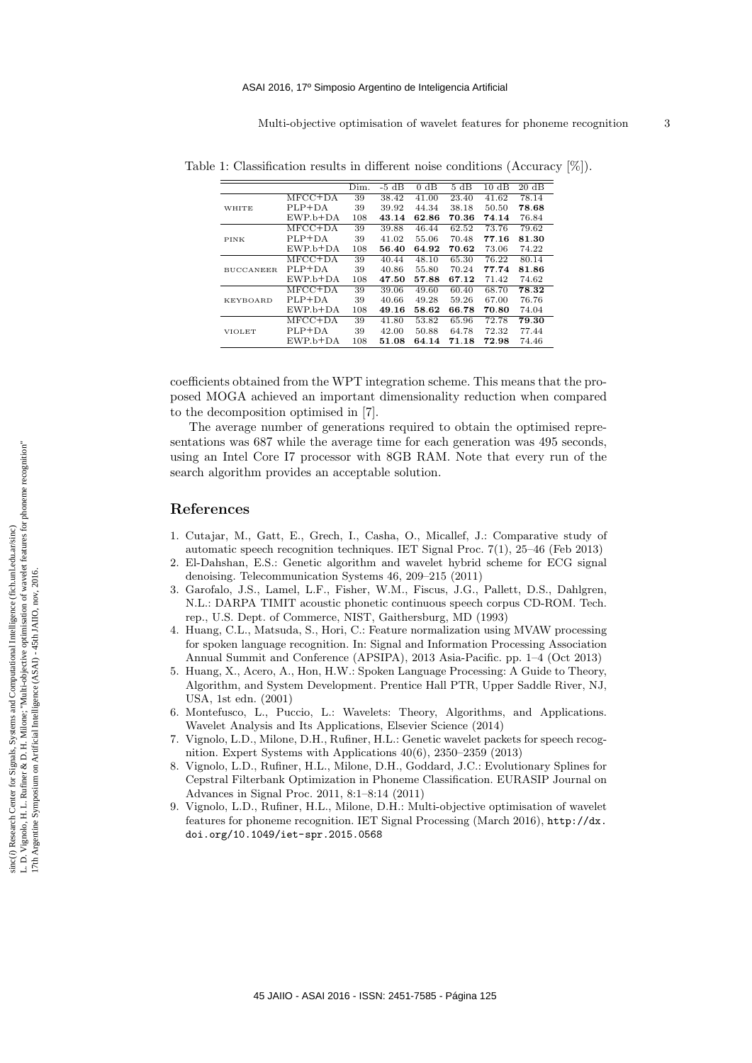Table 1: Classification results in different noise conditions (Accuracy [%]).

| | | Dim. | -5 dB | 0 dB | 5 dB | 10 dB | 20 dB |
|---|---|---|---|---|---|---|---|
| WHITE | MFCC+DA | 39 | 38.42 | 41.00 | 23.40 | 41.62 | 78.14 |
| | PLP+DA | 39 | 39.92 | 44.34 | 38.18 | 50.50 | **78.68** |
| | EWP.b+DA | 108 | **43.14** | **62.86** | **70.36** | **74.14** | 76.84 |
| PINK | MFCC+DA | 39 | 39.88 | 46.44 | 62.52 | 73.76 | 79.62 |
| | PLP+DA | 39 | 41.02 | 55.06 | 70.48 | **77.16** | **81.30** |
| | EWP.b+DA | 108 | **56.40** | **64.92** | **70.62** | 73.06 | 74.22 |
| BUCCANEER | MFCC+DA | 39 | 40.44 | 48.10 | 65.30 | 76.22 | 80.14 |
| | PLP+DA | 39 | 40.86 | 55.80 | 70.24 | **77.74** | **81.86** |
| | EWP.b+DA | 108 | **47.50** | **57.88** | **67.12** | 71.42 | 74.62 |
| KEYBOARD | MFCC+DA | 39 | 39.06 | 49.60 | 60.40 | 68.70 | **78.32** |
| | PLP+DA | 39 | 40.66 | 49.28 | 59.26 | 67.00 | 76.76 |
| | EWP.b+DA | 108 | **49.16** | **58.62** | **66.78** | **70.80** | 74.04 |
| VIOLET | MFCC+DA | 39 | 41.80 | 53.82 | 65.96 | 72.78 | **79.30** |
| | PLP+DA | 39 | 42.00 | 50.88 | 64.78 | 72.32 | 77.44 |
| | EWP.b+DA | 108 | **51.08** | **64.14** | **71.18** | **72.98** | 74.46 |

coefficients obtained from the WPT integration scheme. This means that the proposed MOGA achieved an important dimensionality reduction when compared to the decomposition optimised in [7].

The average number of generations required to obtain the optimised representations was 687 while the average time for each generation was 495 seconds, using an Intel Core I7 processor with 8GB RAM. Note that every run of the search algorithm provides an acceptable solution.

## References

1. Cutajar, M., Gatt, E., Grech, I., Casha, O., Micallef, J.: Comparative study of automatic speech recognition techniques. IET Signal Proc. 7(1), 25–46 (Feb 2013)
2. El-Dahshan, E.S.: Genetic algorithm and wavelet hybrid scheme for ECG signal denoising. Telecommunication Systems 46, 209–215 (2011)
3. Garofalo, J.S., Lamel, L.F., Fisher, W.M., Fiscus, J.G., Pallett, D.S., Dahlgren, N.L.: DARPA TIMIT acoustic phonetic continuous speech corpus CD-ROM. Tech. rep., U.S. Dept. of Commerce, NIST, Gaithersburg, MD (1993)
4. Huang, C.L., Matsuda, S., Hori, C.: Feature normalization using MVAW processing for spoken language recognition. In: Signal and Information Processing Association Annual Summit and Conference (APSIPA), 2013 Asia-Pacific. pp. 1–4 (Oct 2013)
5. Huang, X., Acero, A., Hon, H.W.: Spoken Language Processing: A Guide to Theory, Algorithm, and System Development. Prentice Hall PTR, Upper Saddle River, NJ, USA, 1st edn. (2001)
6. Montefusco, L., Puccio, L.: Wavelets: Theory, Algorithms, and Applications. Wavelet Analysis and Its Applications, Elsevier Science (2014)
7. Vignolo, L.D., Milone, D.H., Rufiner, H.L.: Genetic wavelet packets for speech recognition. Expert Systems with Applications 40(6), 2350–2359 (2013)
8. Vignolo, L.D., Rufiner, H.L., Milone, D.H., Goddard, J.C.: Evolutionary Splines for Cepstral Filterbank Optimization in Phoneme Classification. EURASIP Journal on Advances in Signal Proc. 2011, 8:1–8:14 (2011)
9. Vignolo, L.D., Rufiner, H.L., Milone, D.H.: Multi-objective optimisation of wavelet features for phoneme recognition. IET Signal Processing (March 2016), http://dx.doi.org/10.1049/iet-spr.2015.0568